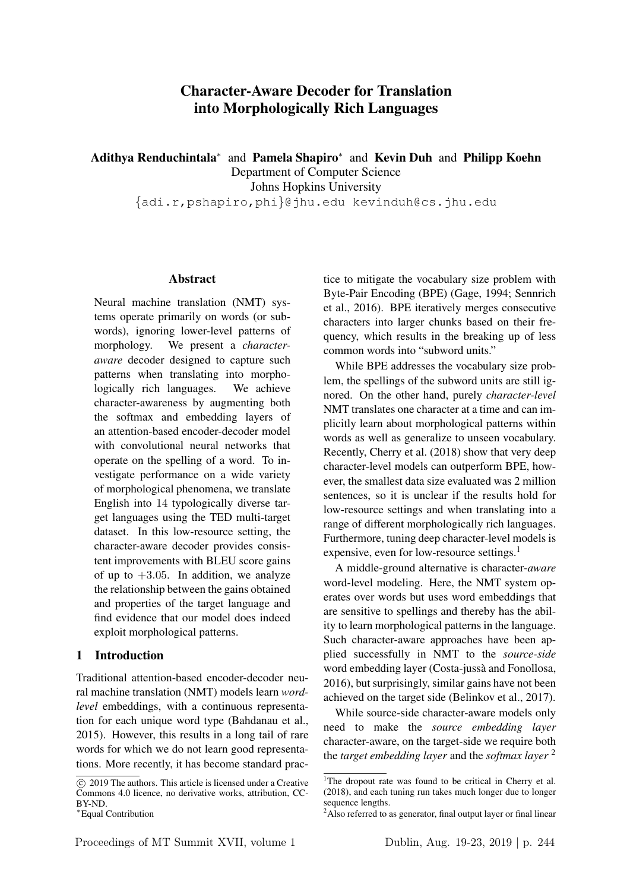# Character-Aware Decoder for Translation into Morphologically Rich Languages

**Adithya Renduchintala*** and **Pamela Shapiro*** and **Kevin Duh** and **Philipp Koehn**
Department of Computer Science
Johns Hopkins University
{adi.r,pshapiro,phi}@jhu.edu kevinduh@cs.jhu.edu

## Abstract

Neural machine translation (NMT) systems operate primarily on words (or subwords), ignoring lower-level patterns of morphology. We present a *character-aware* decoder designed to capture such patterns when translating into morphologically rich languages. We achieve character-awareness by augmenting both the softmax and embedding layers of an attention-based encoder-decoder model with convolutional neural networks that operate on the spelling of a word. To investigate performance on a wide variety of morphological phenomena, we translate English into 14 typologically diverse target languages using the TED multi-target dataset. In this low-resource setting, the character-aware decoder provides consistent improvements with BLEU score gains of up to $+3.05$. In addition, we analyze the relationship between the gains obtained and properties of the target language and find evidence that our model does indeed exploit morphological patterns.

## 1 Introduction

Traditional attention-based encoder-decoder neural machine translation (NMT) models learn *word-level* embeddings, with a continuous representation for each unique word type (Bahdanau et al., 2015). However, this results in a long tail of rare words for which we do not learn good representations. More recently, it has become standard practice to mitigate the vocabulary size problem with Byte-Pair Encoding (BPE) (Gage, 1994; Sennrich et al., 2016). BPE iteratively merges consecutive characters into larger chunks based on their frequency, which results in the breaking up of less common words into "subword units."

While BPE addresses the vocabulary size problem, the spellings of the subword units are still ignored. On the other hand, purely *character-level* NMT translates one character at a time and can implicitly learn about morphological patterns within words as well as generalize to unseen vocabulary. Recently, Cherry et al. (2018) show that very deep character-level models can outperform BPE, however, the smallest data size evaluated was 2 million sentences, so it is unclear if the results hold for low-resource settings and when translating into a range of different morphologically rich languages. Furthermore, tuning deep character-level models is expensive, even for low-resource settings.[1]

A middle-ground alternative is character-*aware* word-level modeling. Here, the NMT system operates over words but uses word embeddings that are sensitive to spellings and thereby has the ability to learn morphological patterns in the language. Such character-aware approaches have been applied successfully in NMT to the *source-side* word embedding layer (Costa-jussà and Fonollosa, 2016), but surprisingly, similar gains have not been achieved on the target side (Belinkov et al., 2017).

While source-side character-aware models only need to make the *source embedding layer* character-aware, on the target-side we require both the *target embedding layer* and the *softmax layer* [2]

© 2019 The authors. This article is licensed under a Creative Commons 4.0 licence, no derivative works, attribution, CC-BY-ND.

*Equal Contribution

[1] The dropout rate was found to be critical in Cherry et al. (2018), and each tuning run takes much longer due to longer sequence lengths.

[2] Also referred to as generator, final output layer or final linear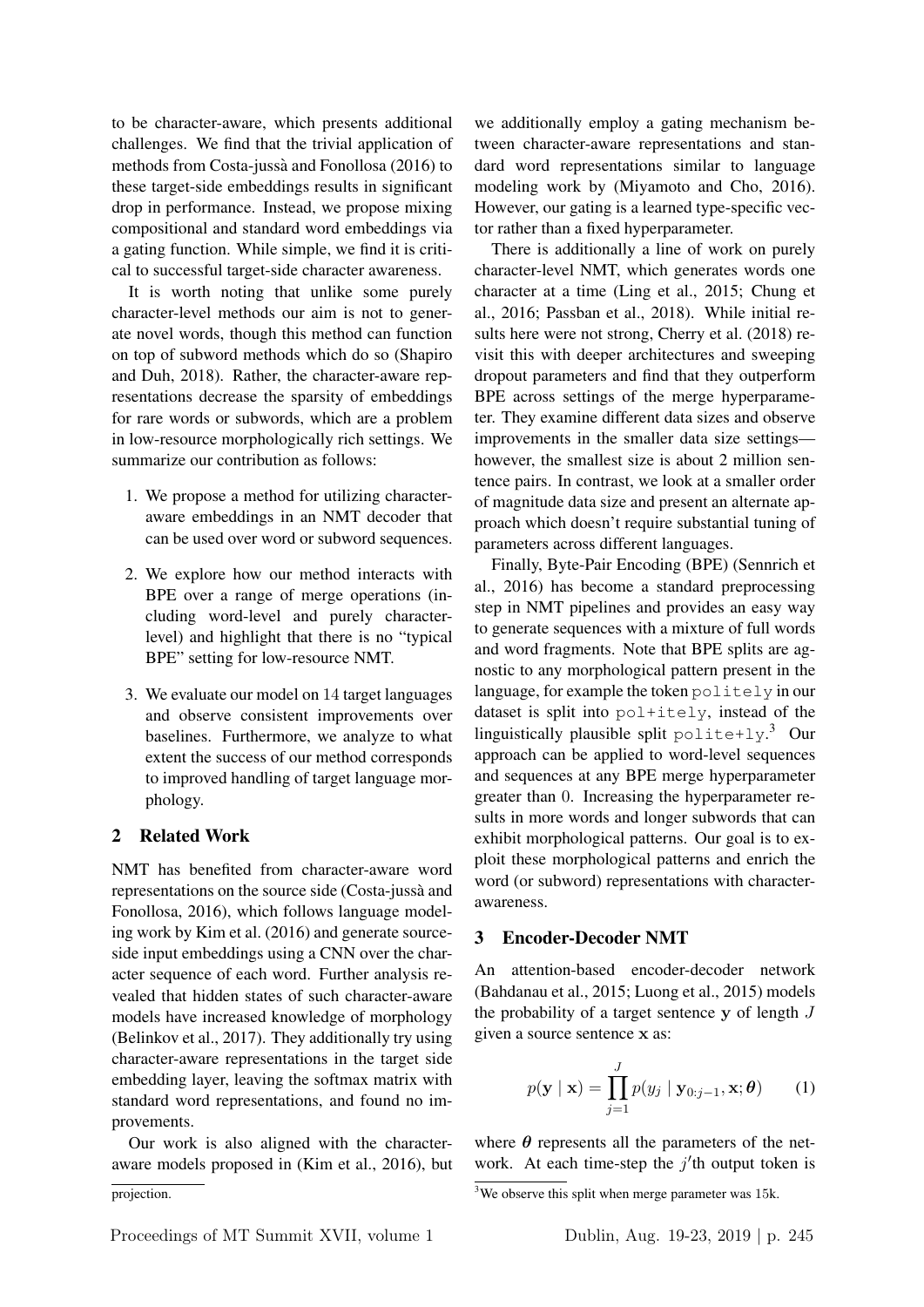to be character-aware, which presents additional challenges. We find that the trivial application of methods from Costa-jussà and Fonollosa (2016) to these target-side embeddings results in significant drop in performance. Instead, we propose mixing compositional and standard word embeddings via a gating function. While simple, we find it is critical to successful target-side character awareness.

It is worth noting that unlike some purely character-level methods our aim is not to generate novel words, though this method can function on top of subword methods which do so (Shapiro and Duh, 2018). Rather, the character-aware representations decrease the sparsity of embeddings for rare words or subwords, which are a problem in low-resource morphologically rich settings. We summarize our contribution as follows:

1. We propose a method for utilizing character-aware embeddings in an NMT decoder that can be used over word or subword sequences.
2. We explore how our method interacts with BPE over a range of merge operations (including word-level and purely character-level) and highlight that there is no "typical BPE" setting for low-resource NMT.
3. We evaluate our model on 14 target languages and observe consistent improvements over baselines. Furthermore, we analyze to what extent the success of our method corresponds to improved handling of target language morphology.

projection.

## 2 Related Work

NMT has benefited from character-aware word representations on the source side (Costa-jussà and Fonollosa, 2016), which follows language modeling work by Kim et al. (2016) and generate source-side input embeddings using a CNN over the character sequence of each word. Further analysis revealed that hidden states of such character-aware models have increased knowledge of morphology (Belinkov et al., 2017). They additionally try using character-aware representations in the target side embedding layer, leaving the softmax matrix with standard word representations, and found no improvements.

Our work is also aligned with the character-aware models proposed in (Kim et al., 2016), but we additionally employ a gating mechanism between character-aware representations and standard word representations similar to language modeling work by (Miyamoto and Cho, 2016). However, our gating is a learned type-specific vector rather than a fixed hyperparameter.

There is additionally a line of work on purely character-level NMT, which generates words one character at a time (Ling et al., 2015; Chung et al., 2016; Passban et al., 2018). While initial results here were not strong, Cherry et al. (2018) revisit this with deeper architectures and sweeping dropout parameters and find that they outperform BPE across settings of the merge hyperparameter. They examine different data sizes and observe improvements in the smaller data size settings—however, the smallest size is about 2 million sentence pairs. In contrast, we look at a smaller order of magnitude data size and present an alternate approach which doesn't require substantial tuning of parameters across different languages.

Finally, Byte-Pair Encoding (BPE) (Sennrich et al., 2016) has become a standard preprocessing step in NMT pipelines and provides an easy way to generate sequences with a mixture of full words and word fragments. Note that BPE splits are agnostic to any morphological pattern present in the language, for example the token `politely` in our dataset is split into `pol+itely`, instead of the linguistically plausible split `polite+ly`.[3] Our approach can be applied to word-level sequences and sequences at any BPE merge hyperparameter greater than 0. Increasing the hyperparameter results in more words and longer subwords that can exhibit morphological patterns. Our goal is to exploit these morphological patterns and enrich the word (or subword) representations with character-awareness.

## 3 Encoder-Decoder NMT

An attention-based encoder-decoder network (Bahdanau et al., 2015; Luong et al., 2015) models the probability of a target sentence $\mathbf{y}$ of length $J$ given a source sentence $\mathbf{x}$ as:

$$p(\mathbf{y} \mid \mathbf{x}) = \prod_{j=1}^{J} p(y_j \mid \mathbf{y}_{0:j-1}, \mathbf{x}; \boldsymbol{\theta}) \qquad (1)$$

where $\boldsymbol{\theta}$ represents all the parameters of the network. At each time-step the $j'$th output token is

[3] We observe this split when merge parameter was 15k.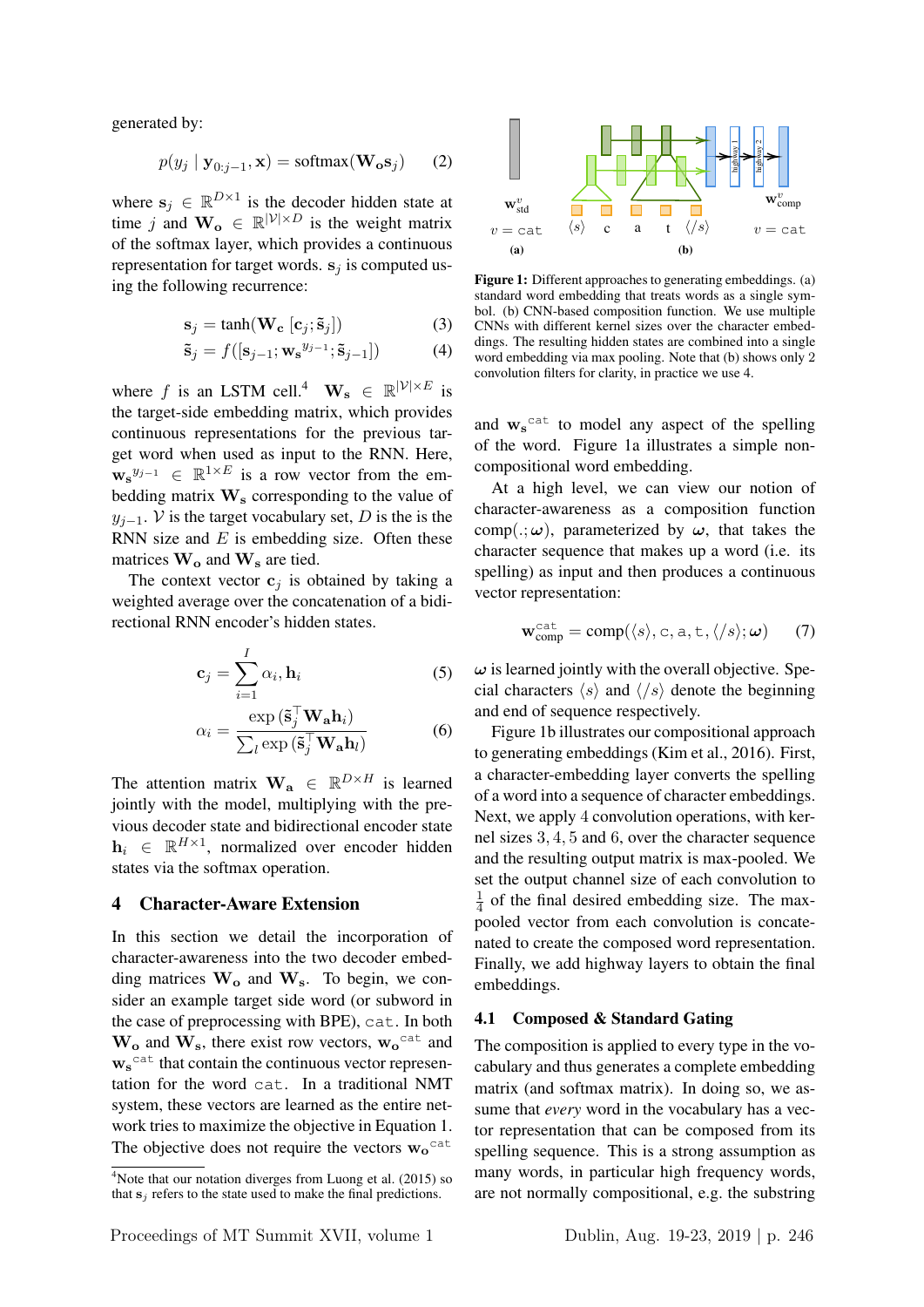generated by:

$$p(y_j \mid \mathbf{y}_{0:j-1}, \mathbf{x}) = \text{softmax}(\mathbf{W_o s}_j) \tag{2}$$

where $\mathbf{s}_j \in \mathbb{R}^{D\times 1}$ is the decoder hidden state at time $j$ and $\mathbf{W_o} \in \mathbb{R}^{|\mathcal{V}|\times D}$ is the weight matrix of the softmax layer, which provides a continuous representation for target words. $\mathbf{s}_j$ is computed using the following recurrence:

$$\mathbf{s}_j = \tanh(\mathbf{W_c}\,[\mathbf{c}_j; \tilde{\mathbf{s}}_j]) \tag{3}$$

$$\tilde{\mathbf{s}}_j = f([\mathbf{s}_{j-1}; \mathbf{w_s}^{y_{j-1}}; \tilde{\mathbf{s}}_{j-1}]) \tag{4}$$

where $f$ is an LSTM cell.[4] $\mathbf{W_s} \in \mathbb{R}^{|\mathcal{V}|\times E}$ is the target-side embedding matrix, which provides continuous representations for the previous target word when used as input to the RNN. Here, $\mathbf{w_s}^{y_{j-1}} \in \mathbb{R}^{1\times E}$ is a row vector from the embedding matrix $\mathbf{W_s}$ corresponding to the value of $y_{j-1}$. $\mathcal{V}$ is the target vocabulary set, $D$ is the is the RNN size and $E$ is embedding size. Often these matrices $\mathbf{W_o}$ and $\mathbf{W_s}$ are tied.

The context vector $\mathbf{c}_j$ is obtained by taking a weighted average over the concatenation of a bidirectional RNN encoder's hidden states.

$$\mathbf{c}_j = \sum_{i=1}^{I} \alpha_i, \mathbf{h}_i \tag{5}$$

$$\alpha_i = \frac{\exp(\tilde{\mathbf{s}}_j^\top \mathbf{W_a h}_i)}{\sum_l \exp(\tilde{\mathbf{s}}_j^\top \mathbf{W_a h}_l)} \tag{6}$$

The attention matrix $\mathbf{W_a} \in \mathbb{R}^{D\times H}$ is learned jointly with the model, multiplying with the previous decoder state and bidirectional encoder state $\mathbf{h}_i \in \mathbb{R}^{H\times 1}$, normalized over encoder hidden states via the softmax operation.

## 4 Character-Aware Extension

In this section we detail the incorporation of character-awareness into the two decoder embedding matrices $\mathbf{W_o}$ and $\mathbf{W_s}$. To begin, we consider an example target side word (or subword in the case of preprocessing with BPE), `cat`. In both $\mathbf{W_o}$ and $\mathbf{W_s}$, there exist row vectors, $\mathbf{w_o}^{\texttt{cat}}$ and $\mathbf{w_s}^{\texttt{cat}}$ that contain the continuous vector representation for the word `cat`. In a traditional NMT system, these vectors are learned as the entire network tries to maximize the objective in Equation 1. The objective does not require the vectors $\mathbf{w_o}^{\texttt{cat}}$ and $\mathbf{w_s}^{\texttt{cat}}$ to model any aspect of the spelling of the word. Figure 1a illustrates a simple non-compositional word embedding.

[4] Note that our notation diverges from Luong et al. (2015) so that $\mathbf{s}_j$ refers to the state used to make the final predictions.

**Figure 1:** Different approaches to generating embeddings. (a) standard word embedding that treats words as a single symbol. (b) CNN-based composition function. We use multiple CNNs with different kernel sizes over the character embeddings. The resulting hidden states are combined into a single word embedding via max pooling. Note that (b) shows only 2 convolution filters for clarity, in practice we use 4.

At a high level, we can view our notion of character-awareness as a composition function $\text{comp}(.;\boldsymbol{\omega})$, parameterized by $\boldsymbol{\omega}$, that takes the character sequence that makes up a word (i.e. its spelling) as input and then produces a continuous vector representation:

$$\mathbf{w}^{\texttt{cat}}_{\text{comp}} = \text{comp}(\langle s\rangle, \texttt{c}, \texttt{a}, \texttt{t}, \langle /s\rangle; \boldsymbol{\omega}) \tag{7}$$

$\boldsymbol{\omega}$ is learned jointly with the overall objective. Special characters $\langle s\rangle$ and $\langle /s\rangle$ denote the beginning and end of sequence respectively.

Figure 1b illustrates our compositional approach to generating embeddings (Kim et al., 2016). First, a character-embedding layer converts the spelling of a word into a sequence of character embeddings. Next, we apply 4 convolution operations, with kernel sizes 3, 4, 5 and 6, over the character sequence and the resulting output matrix is max-pooled. We set the output channel size of each convolution to $\frac{1}{4}$ of the final desired embedding size. The max-pooled vector from each convolution is concatenated to create the composed word representation. Finally, we add highway layers to obtain the final embeddings.

### 4.1 Composed & Standard Gating

The composition is applied to every type in the vocabulary and thus generates a complete embedding matrix (and softmax matrix). In doing so, we assume that *every* word in the vocabulary has a vector representation that can be composed from its spelling sequence. This is a strong assumption as many words, in particular high frequency words, are not normally compositional, e.g. the substring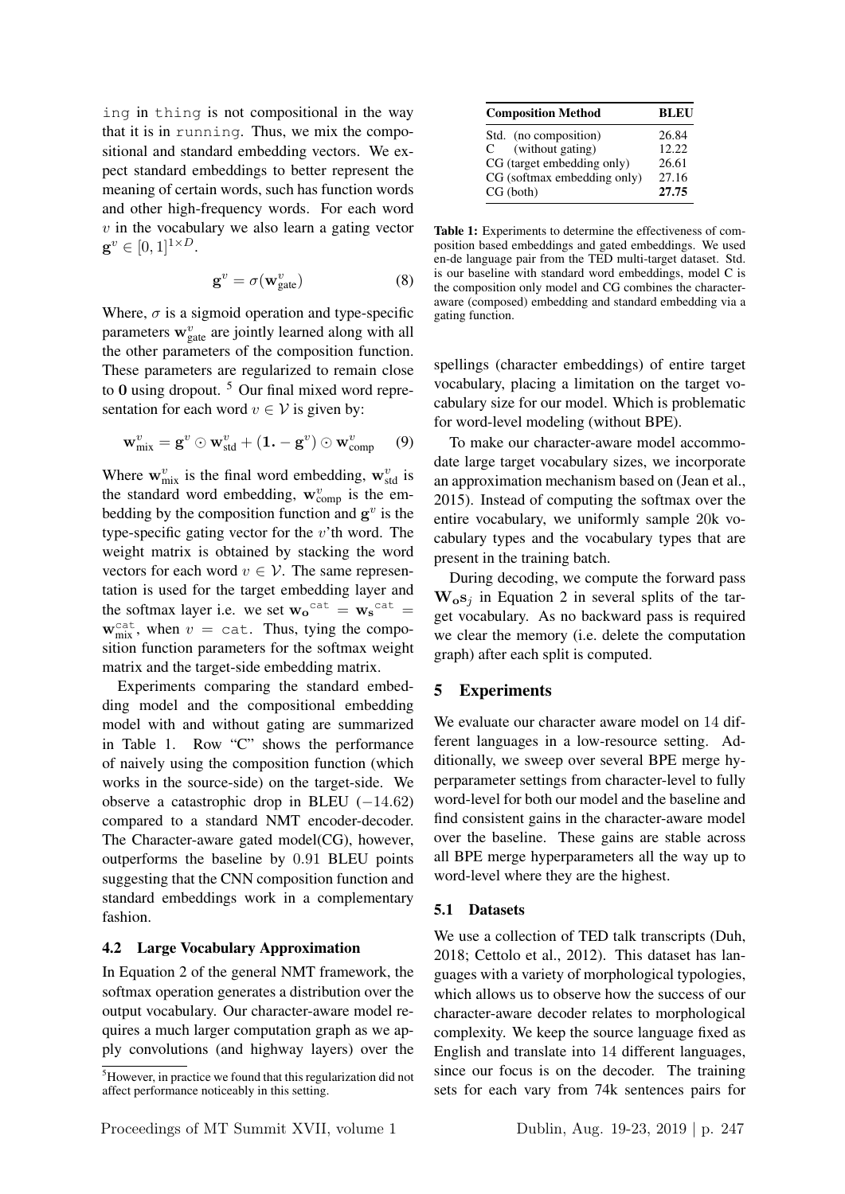ing in thing is not compositional in the way that it is in running. Thus, we mix the compositional and standard embedding vectors. We expect standard embeddings to better represent the meaning of certain words, such has function words and other high-frequency words. For each word $v$ in the vocabulary we also learn a gating vector $\mathbf{g}^v \in [0, 1]^{1 \times D}$.

$$\mathbf{g}^v = \sigma(\mathbf{w}^v_{\text{gate}}) \tag{8}$$

Where, $\sigma$ is a sigmoid operation and type-specific parameters $\mathbf{w}^v_{\text{gate}}$ are jointly learned along with all the other parameters of the composition function. These parameters are regularized to remain close to $\mathbf{0}$ using dropout. [5] Our final mixed word representation for each word $v \in \mathcal{V}$ is given by:

$$\mathbf{w}^v_{\text{mix}} = \mathbf{g}^v \odot \mathbf{w}^v_{\text{std}} + (\mathbf{1.} - \mathbf{g}^v) \odot \mathbf{w}^v_{\text{comp}} \tag{9}$$

Where $\mathbf{w}^v_{\text{mix}}$ is the final word embedding, $\mathbf{w}^v_{\text{std}}$ is the standard word embedding, $\mathbf{w}^v_{\text{comp}}$ is the embedding by the composition function and $\mathbf{g}^v$ is the type-specific gating vector for the $v$'th word. The weight matrix is obtained by stacking the word vectors for each word $v \in \mathcal{V}$. The same representation is used for the target embedding layer and the softmax layer i.e. we set ${\mathbf{w_o}}^{\texttt{cat}} = {\mathbf{w_s}}^{\texttt{cat}} = \mathbf{w}^{\texttt{cat}}_{\text{mix}}$, when $v = \texttt{cat}$. Thus, tying the composition function parameters for the softmax weight matrix and the target-side embedding matrix.

Experiments comparing the standard embedding model and the compositional embedding model with and without gating are summarized in Table 1. Row "C" shows the performance of naively using the composition function (which works in the source-side) on the target-side. We observe a catastrophic drop in BLEU ($-14.62$) compared to a standard NMT encoder-decoder. The Character-aware gated model(CG), however, outperforms the baseline by $0.91$ BLEU points suggesting that the CNN composition function and standard embeddings work in a complementary fashion.

| Composition Method | BLEU |
|---|---|
| Std. (no composition) | 26.84 |
| C (without gating) | 12.22 |
| CG (target embedding only) | 26.61 |
| CG (softmax embedding only) | 27.16 |
| CG (both) | **27.75** |

**Table 1:** Experiments to determine the effectiveness of composition based embeddings and gated embeddings. We used en-de language pair from the TED multi-target dataset. Std. is our baseline with standard word embeddings, model C is the composition only model and CG combines the character-aware (composed) embedding and standard embedding via a gating function.

### 4.2 Large Vocabulary Approximation

In Equation 2 of the general NMT framework, the softmax operation generates a distribution over the output vocabulary. Our character-aware model requires a much larger computation graph as we apply convolutions (and highway layers) over the spellings (character embeddings) of entire target vocabulary, placing a limitation on the target vocabulary size for our model. Which is problematic for word-level modeling (without BPE).

To make our character-aware model accommodate large target vocabulary sizes, we incorporate an approximation mechanism based on (Jean et al., 2015). Instead of computing the softmax over the entire vocabulary, we uniformly sample 20k vocabulary types and the vocabulary types that are present in the training batch.

During decoding, we compute the forward pass $\mathbf{W_o}\mathbf{s}_j$ in Equation 2 in several splits of the target vocabulary. As no backward pass is required we clear the memory (i.e. delete the computation graph) after each split is computed.

## 5 Experiments

We evaluate our character aware model on $14$ different languages in a low-resource setting. Additionally, we sweep over several BPE merge hyperparameter settings from character-level to fully word-level for both our model and the baseline and find consistent gains in the character-aware model over the baseline. These gains are stable across all BPE merge hyperparameters all the way up to word-level where they are the highest.

### 5.1 Datasets

We use a collection of TED talk transcripts (Duh, 2018; Cettolo et al., 2012). This dataset has languages with a variety of morphological typologies, which allows us to observe how the success of our character-aware decoder relates to morphological complexity. We keep the source language fixed as English and translate into $14$ different languages, since our focus is on the decoder. The training sets for each vary from 74k sentences pairs for

[5] However, in practice we found that this regularization did not affect performance noticeably in this setting.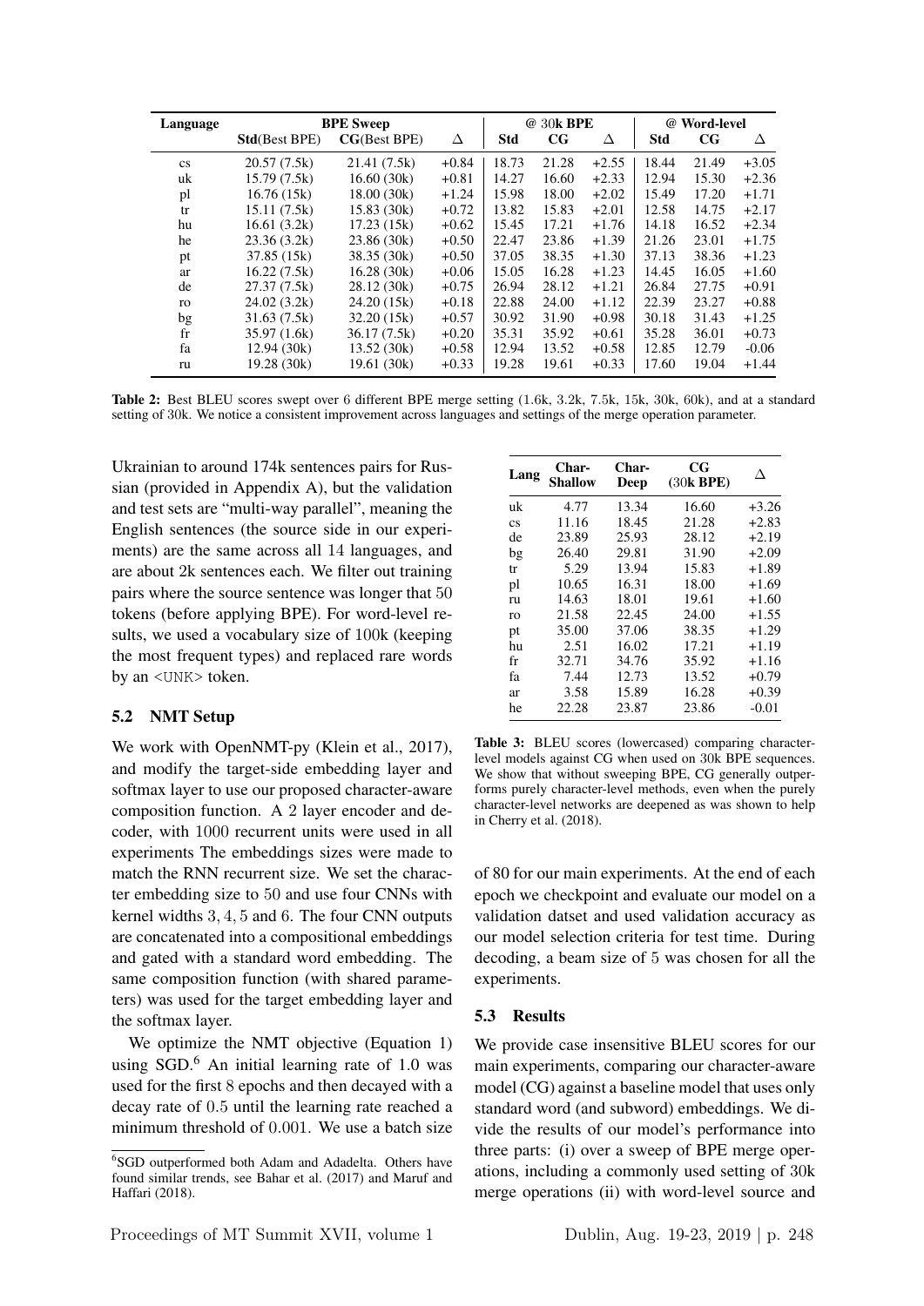| Language | BPE Sweep | | | @ 30k BPE | | | @ Word-level | | |
|---|---|---|---|---|---|---|---|---|---|
| | **Std**(Best BPE) | **CG**(Best BPE) | Δ | **Std** | **CG** | Δ | **Std** | **CG** | Δ |
| cs | 20.57 (7.5k) | 21.41 (7.5k) | +0.84 | 18.73 | 21.28 | +2.55 | 18.44 | 21.49 | +3.05 |
| uk | 15.79 (7.5k) | 16.60 (30k) | +0.81 | 14.27 | 16.60 | +2.33 | 12.94 | 15.30 | +2.36 |
| pl | 16.76 (15k) | 18.00 (30k) | +1.24 | 15.98 | 18.00 | +2.02 | 15.49 | 17.20 | +1.71 |
| tr | 15.11 (7.5k) | 15.83 (30k) | +0.72 | 13.82 | 15.83 | +2.01 | 12.58 | 14.75 | +2.17 |
| hu | 16.61 (3.2k) | 17.23 (15k) | +0.62 | 15.45 | 17.21 | +1.76 | 14.18 | 16.52 | +2.34 |
| he | 23.36 (3.2k) | 23.86 (30k) | +0.50 | 22.47 | 23.86 | +1.39 | 21.26 | 23.01 | +1.75 |
| pt | 37.85 (15k) | 38.35 (30k) | +0.50 | 37.05 | 38.35 | +1.30 | 37.13 | 38.36 | +1.23 |
| ar | 16.22 (7.5k) | 16.28 (30k) | +0.06 | 15.05 | 16.28 | +1.23 | 14.45 | 16.05 | +1.60 |
| de | 27.37 (7.5k) | 28.12 (30k) | +0.75 | 26.94 | 28.12 | +1.21 | 26.84 | 27.75 | +0.91 |
| ro | 24.02 (3.2k) | 24.20 (15k) | +0.18 | 22.88 | 24.00 | +1.12 | 22.39 | 23.27 | +0.88 |
| bg | 31.63 (7.5k) | 32.20 (15k) | +0.57 | 30.92 | 31.90 | +0.98 | 30.18 | 31.43 | +1.25 |
| fr | 35.97 (1.6k) | 36.17 (7.5k) | +0.20 | 35.31 | 35.92 | +0.61 | 35.28 | 36.01 | +0.73 |
| fa | 12.94 (30k) | 13.52 (30k) | +0.58 | 12.94 | 13.52 | +0.58 | 12.85 | 12.79 | -0.06 |
| ru | 19.28 (30k) | 19.61 (30k) | +0.33 | 19.28 | 19.61 | +0.33 | 17.60 | 19.04 | +1.44 |

**Table 2:** Best BLEU scores swept over 6 different BPE merge setting (1.6k, 3.2k, 7.5k, 15k, 30k, 60k), and at a standard setting of 30k. We notice a consistent improvement across languages and settings of the merge operation parameter.

Ukrainian to around 174k sentences pairs for Russian (provided in Appendix A), but the validation and test sets are "multi-way parallel", meaning the English sentences (the source side in our experiments) are the same across all 14 languages, and are about 2k sentences each. We filter out training pairs where the source sentence was longer that 50 tokens (before applying BPE). For word-level results, we used a vocabulary size of 100k (keeping the most frequent types) and replaced rare words by an <UNK> token.

### 5.2 NMT Setup

We work with OpenNMT-py (Klein et al., 2017), and modify the target-side embedding layer and softmax layer to use our proposed character-aware composition function. A 2 layer encoder and decoder, with 1000 recurrent units were used in all experiments The embeddings sizes were made to match the RNN recurrent size. We set the character embedding size to 50 and use four CNNs with kernel widths 3, 4, 5 and 6. The four CNN outputs are concatenated into a compositional embeddings and gated with a standard word embedding. The same composition function (with shared parameters) was used for the target embedding layer and the softmax layer.

We optimize the NMT objective (Equation 1) using SGD.[6] An initial learning rate of 1.0 was used for the first 8 epochs and then decayed with a decay rate of 0.5 until the learning rate reached a minimum threshold of 0.001. We use a batch size of 80 for our main experiments. At the end of each epoch we checkpoint and evaluate our model on a validation datset and used validation accuracy as our model selection criteria for test time. During decoding, a beam size of 5 was chosen for all the experiments.

| Lang | Char-Shallow | Char-Deep | CG (30k BPE) | Δ |
|---|---|---|---|---|
| uk | 4.77 | 13.34 | 16.60 | +3.26 |
| cs | 11.16 | 18.45 | 21.28 | +2.83 |
| de | 23.89 | 25.93 | 28.12 | +2.19 |
| bg | 26.40 | 29.81 | 31.90 | +2.09 |
| tr | 5.29 | 13.94 | 15.83 | +1.89 |
| pl | 10.65 | 16.31 | 18.00 | +1.69 |
| ru | 14.63 | 18.01 | 19.61 | +1.60 |
| ro | 21.58 | 22.45 | 24.00 | +1.55 |
| pt | 35.00 | 37.06 | 38.35 | +1.29 |
| hu | 2.51 | 16.02 | 17.21 | +1.19 |
| fr | 32.71 | 34.76 | 35.92 | +1.16 |
| fa | 7.44 | 12.73 | 13.52 | +0.79 |
| ar | 3.58 | 15.89 | 16.28 | +0.39 |
| he | 22.28 | 23.87 | 23.86 | -0.01 |

**Table 3:** BLEU scores (lowercased) comparing character-level models against CG when used on 30k BPE sequences. We show that without sweeping BPE, CG generally outperforms purely character-level methods, even when the purely character-level networks are deepened as was shown to help in Cherry et al. (2018).

### 5.3 Results

We provide case insensitive BLEU scores for our main experiments, comparing our character-aware model (CG) against a baseline model that uses only standard word (and subword) embeddings. We divide the results of our model's performance into three parts: (i) over a sweep of BPE merge operations, including a commonly used setting of 30k merge operations (ii) with word-level source and

[6] SGD outperformed both Adam and Adadelta. Others have found similar trends, see Bahar et al. (2017) and Maruf and Haffari (2018).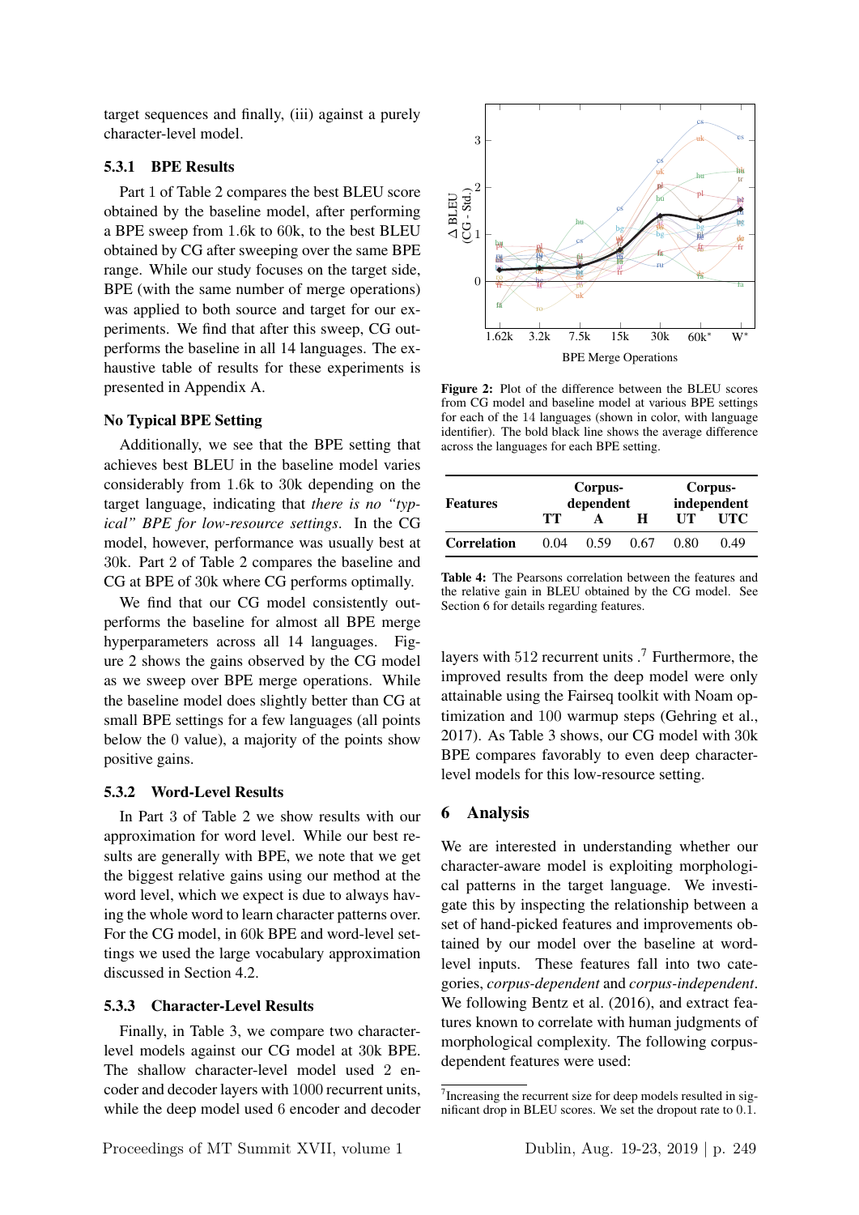target sequences and finally, (iii) against a purely character-level model.

#### 5.3.1 BPE Results

Part 1 of Table 2 compares the best BLEU score obtained by the baseline model, after performing a BPE sweep from 1.6k to 60k, to the best BLEU obtained by CG after sweeping over the same BPE range. While our study focuses on the target side, BPE (with the same number of merge operations) was applied to both source and target for our experiments. We find that after this sweep, CG outperforms the baseline in all 14 languages. The exhaustive table of results for these experiments is presented in Appendix A.

**No Typical BPE Setting**

Additionally, we see that the BPE setting that achieves best BLEU in the baseline model varies considerably from 1.6k to 30k depending on the target language, indicating that *there is no "typical" BPE for low-resource settings*. In the CG model, however, performance was usually best at 30k. Part 2 of Table 2 compares the baseline and CG at BPE of 30k where CG performs optimally.

We find that our CG model consistently outperforms the baseline for almost all BPE merge hyperparameters across all 14 languages. Figure 2 shows the gains observed by the CG model as we sweep over BPE merge operations. While the baseline model does slightly better than CG at small BPE settings for a few languages (all points below the 0 value), a majority of the points show positive gains.

#### 5.3.2 Word-Level Results

In Part 3 of Table 2 we show results with our approximation for word level. While our best results are generally with BPE, we note that we get the biggest relative gains using our method at the word level, which we expect is due to always having the whole word to learn character patterns over. For the CG model, in 60k BPE and word-level settings we used the large vocabulary approximation discussed in Section 4.2.

#### 5.3.3 Character-Level Results

Finally, in Table 3, we compare two character-level models against our CG model at 30k BPE. The shallow character-level model used 2 encoder and decoder layers with 1000 recurrent units, while the deep model used 6 encoder and decoder layers with 512 recurrent units.[7] Furthermore, the improved results from the deep model were only attainable using the Fairseq toolkit with Noam optimization and 100 warmup steps (Gehring et al., 2017). As Table 3 shows, our CG model with 30k BPE compares favorably to even deep character-level models for this low-resource setting.

**Figure 2:** Plot of the difference between the BLEU scores from CG model and baseline model at various BPE settings for each of the 14 languages (shown in color, with language identifier). The bold black line shows the average difference across the languages for each BPE setting.

| Features | Corpus-dependent | | | Corpus-independent | |
|---|---|---|---|---|---|
| | TT | A | H | UT | UTC |
| **Correlation** | 0.04 | 0.59 | 0.67 | 0.80 | 0.49 |

**Table 4:** The Pearsons correlation between the features and the relative gain in BLEU obtained by the CG model. See Section 6 for details regarding features.

## 6 Analysis

We are interested in understanding whether our character-aware model is exploiting morphological patterns in the target language. We investigate this by inspecting the relationship between a set of hand-picked features and improvements obtained by our model over the baseline at word-level inputs. These features fall into two categories, *corpus-dependent* and *corpus-independent*. We following Bentz et al. (2016), and extract features known to correlate with human judgments of morphological complexity. The following corpus-dependent features were used:

[7] Increasing the recurrent size for deep models resulted in significant drop in BLEU scores. We set the dropout rate to 0.1.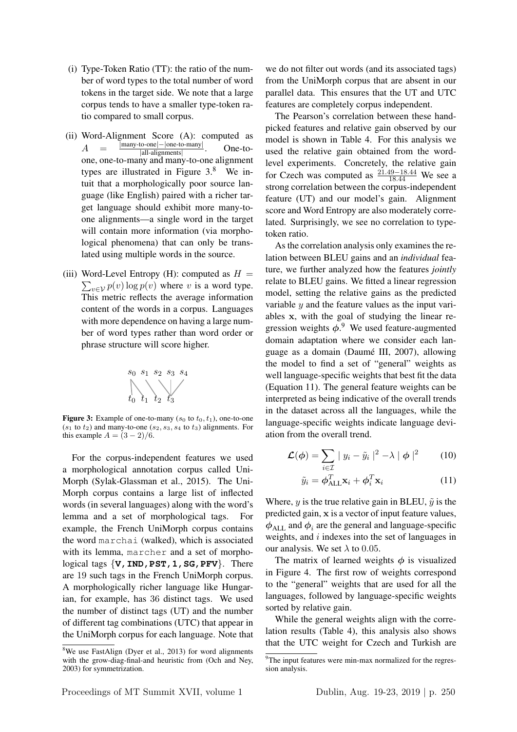(i) Type-Token Ratio (TT): the ratio of the number of word types to the total number of word tokens in the target side. We note that a large corpus tends to have a smaller type-token ratio compared to small corpus.

(ii) Word-Alignment Score (A): computed as $A = \frac{|\text{many-to-one}| - |\text{one-to-many}|}{|\text{all-alignments}|}$. One-to-one, one-to-many and many-to-one alignment types are illustrated in Figure 3.[8] We intuit that a morphologically poor source language (like English) paired with a richer target language should exhibit more many-to-one alignments—a single word in the target will contain more information (via morphological phenomena) that can only be translated using multiple words in the source.

(iii) Word-Level Entropy (H): computed as $H = \sum_{v \in \mathcal{V}} p(v) \log p(v)$ where $v$ is a word type. This metric reflects the average information content of the words in a corpus. Languages with more dependence on having a large number of word types rather than word order or phrase structure will score higher.

**Figure 3:** Example of one-to-many ($s_0$ to $t_0, t_1$), one-to-one ($s_1$ to $t_2$) and many-to-one ($s_2, s_3, s_4$ to $t_3$) alignments. For this example $A = (3-2)/6$.

For the corpus-independent features we used a morphological annotation corpus called UniMorph (Sylak-Glassman et al., 2015). The UniMorph corpus contains a large list of inflected words (in several languages) along with the word's lemma and a set of morphological tags. For example, the French UniMorph corpus contains the word `marchai` (walked), which is associated with its lemma, `marcher` and a set of morphological tags {**V,IND,PST,1,SG,PFV**}. There are 19 such tags in the French UniMorph corpus. A morphologically richer language like Hungarian, for example, has 36 distinct tags. We used the number of distinct tags (UT) and the number of different tag combinations (UTC) that appear in the UniMorph corpus for each language. Note that we do not filter out words (and its associated tags) from the UniMorph corpus that are absent in our parallel data. This ensures that the UT and UTC features are completely corpus independent.

The Pearson's correlation between these hand-picked features and relative gain observed by our model is shown in Table 4. For this analysis we used the relative gain obtained from the word-level experiments. Concretely, the relative gain for Czech was computed as $\frac{21.49-18.44}{18.44}$ We see a strong correlation between the corpus-independent feature (UT) and our model's gain. Alignment score and Word Entropy are also moderately correlated. Surprisingly, we see no correlation to type-token ratio.

As the correlation analysis only examines the relation between BLEU gains and an *individual* feature, we further analyzed how the features *jointly* relate to BLEU gains. We fitted a linear regression model, setting the relative gains as the predicted variable $y$ and the feature values as the input variables $\mathbf{x}$, with the goal of studying the linear regression weights $\boldsymbol{\phi}$.[9] We used feature-augmented domain adaptation where we consider each language as a domain (Daumé III, 2007), allowing the model to find a set of "general" weights as well language-specific weights that best fit the data (Equation 11). The general feature weights can be interpreted as being indicative of the overall trends in the dataset across all the languages, while the language-specific weights indicate language deviation from the overall trend.

$$\boldsymbol{\mathcal{L}}(\boldsymbol{\phi}) = \sum_{i \in \mathcal{I}} |\ y_i - \tilde{y}_i\ |^2 - \lambda\ |\ \boldsymbol{\phi}\ |^2 \tag{10}$$

$$\tilde{y}_i = \boldsymbol{\phi}_{\text{ALL}}^T \mathbf{x}_i + \boldsymbol{\phi}_i^T \mathbf{x}_i \tag{11}$$

Where, $y$ is the true relative gain in BLEU, $\tilde{y}$ is the predicted gain, $\mathbf{x}$ is a vector of input feature values, $\boldsymbol{\phi}_{\text{ALL}}$ and $\boldsymbol{\phi}_i$ are the general and language-specific weights, and $i$ indexes into the set of languages in our analysis. We set $\lambda$ to 0.05.

The matrix of learned weights $\boldsymbol{\phi}$ is visualized in Figure 4. The first row of weights correspond to the "general" weights that are used for all the languages, followed by language-specific weights sorted by relative gain.

While the general weights align with the correlation results (Table 4), this analysis also shows that the UTC weight for Czech and Turkish are

[8] We use FastAlign (Dyer et al., 2013) for word alignments with the grow-diag-final-and heuristic from (Och and Ney, 2003) for symmetrization.

[9] The input features were min-max normalized for the regression analysis.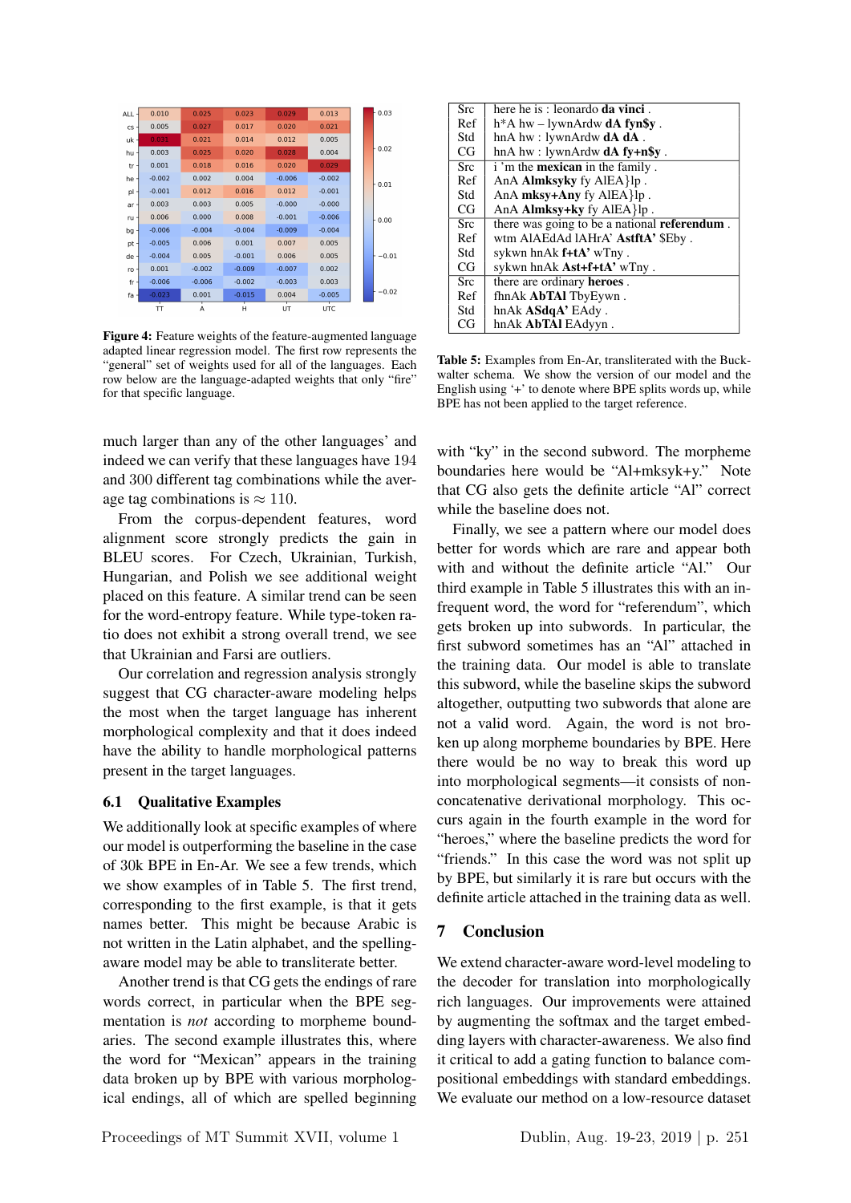| | TT | A | H | UT | UTC |
|---|---|---|---|---|---|
| ALL | 0.010 | 0.025 | 0.023 | 0.029 | 0.013 |
| cs | 0.005 | 0.027 | 0.017 | 0.020 | 0.021 |
| uk | 0.031 | 0.021 | 0.014 | 0.012 | 0.005 |
| hu | 0.003 | 0.025 | 0.020 | 0.028 | 0.004 |
| tr | 0.001 | 0.018 | 0.016 | 0.020 | 0.029 |
| he | -0.002 | 0.002 | 0.004 | -0.006 | -0.002 |
| pl | -0.001 | 0.012 | 0.016 | 0.012 | -0.001 |
| ar | 0.003 | 0.003 | 0.005 | -0.000 | -0.000 |
| ru | 0.006 | 0.000 | 0.008 | -0.001 | -0.006 |
| bg | -0.006 | -0.004 | -0.004 | -0.009 | -0.004 |
| pt | -0.005 | 0.006 | 0.001 | 0.007 | 0.005 |
| de | -0.004 | 0.005 | -0.001 | 0.006 | 0.005 |
| ro | 0.001 | -0.002 | -0.009 | -0.007 | 0.002 |
| fr | -0.006 | -0.006 | -0.002 | -0.003 | 0.003 |
| fa | -0.023 | 0.001 | -0.015 | 0.004 | -0.005 |

**Figure 4:** Feature weights of the feature-augmented language adapted linear regression model. The first row represents the "general" set of weights used for all of the languages. Each row below are the language-adapted weights that only "fire" for that specific language.

much larger than any of the other languages' and indeed we can verify that these languages have 194 and 300 different tag combinations while the average tag combinations is $\approx 110$.

From the corpus-dependent features, word alignment score strongly predicts the gain in BLEU scores. For Czech, Ukrainian, Turkish, Hungarian, and Polish we see additional weight placed on this feature. A similar trend can be seen for the word-entropy feature. While type-token ratio does not exhibit a strong overall trend, we see that Ukrainian and Farsi are outliers.

Our correlation and regression analysis strongly suggest that CG character-aware modeling helps the most when the target language has inherent morphological complexity and that it does indeed have the ability to handle morphological patterns present in the target languages.

## 6.1 Qualitative Examples

We additionally look at specific examples of where our model is outperforming the baseline in the case of 30k BPE in En-Ar. We see a few trends, which we show examples of in Table 5. The first trend, corresponding to the first example, is that it gets names better. This might be because Arabic is not written in the Latin alphabet, and the spelling-aware model may be able to transliterate better.

Another trend is that CG gets the endings of rare words correct, in particular when the BPE segmentation is *not* according to morpheme boundaries. The second example illustrates this, where the word for "Mexican" appears in the training data broken up by BPE with various morphological endings, all of which are spelled beginning with "ky" in the second subword. The morpheme boundaries here would be "Al+mksyk+y." Note that CG also gets the definite article "Al" correct while the baseline does not.

| | |
|---|---|
| Src | here he is : leonardo **da vinci** . |
| Ref | h*A hw – lywnArdw **dA fyn$y** . |
| Std | hnA hw : lywnArdw **dA dA** . |
| CG | hnA hw : lywnArdw **dA fy+n$y** . |
| Src | i 'm the **mexican** in the family . |
| Ref | AnA **Almksyky** fy AlEA}lp . |
| Std | AnA **mksy+Any** fy AlEA}lp . |
| CG | AnA **Almksy+ky** fy AlEA}lp . |
| Src | there was going to be a national **referendum** . |
| Ref | wtm AlAEdAd lAHrA' **AstftA'** $Eby . |
| Std | sykwn hnAk **f+tA'** wTny . |
| CG | sykwn hnAk **Ast+f+tA'** wTny . |
| Src | there are ordinary **heroes** . |
| Ref | fhnAk **AbTAl** TbyEywn . |
| Std | hnAk **ASdqA'** EAdy . |
| CG | hnAk **AbTAl** EAdyyn . |

**Table 5:** Examples from En-Ar, transliterated with the Buckwalter schema. We show the version of our model and the English using '+' to denote where BPE splits words up, while BPE has not been applied to the target reference.

Finally, we see a pattern where our model does better for words which are rare and appear both with and without the definite article "Al." Our third example in Table 5 illustrates this with an infrequent word, the word for "referendum", which gets broken up into subwords. In particular, the first subword sometimes has an "Al" attached in the training data. Our model is able to translate this subword, while the baseline skips the subword altogether, outputting two subwords that alone are not a valid word. Again, the word is not broken up along morpheme boundaries by BPE. Here there would be no way to break this word up into morphological segments—it consists of non-concatenative derivational morphology. This occurs again in the fourth example in the word for "heroes," where the baseline predicts the word for "friends." In this case the word was not split up by BPE, but similarly it is rare but occurs with the definite article attached in the training data as well.

## 7 Conclusion

We extend character-aware word-level modeling to the decoder for translation into morphologically rich languages. Our improvements were attained by augmenting the softmax and the target embedding layers with character-awareness. We also find it critical to add a gating function to balance compositional embeddings with standard embeddings. We evaluate our method on a low-resource dataset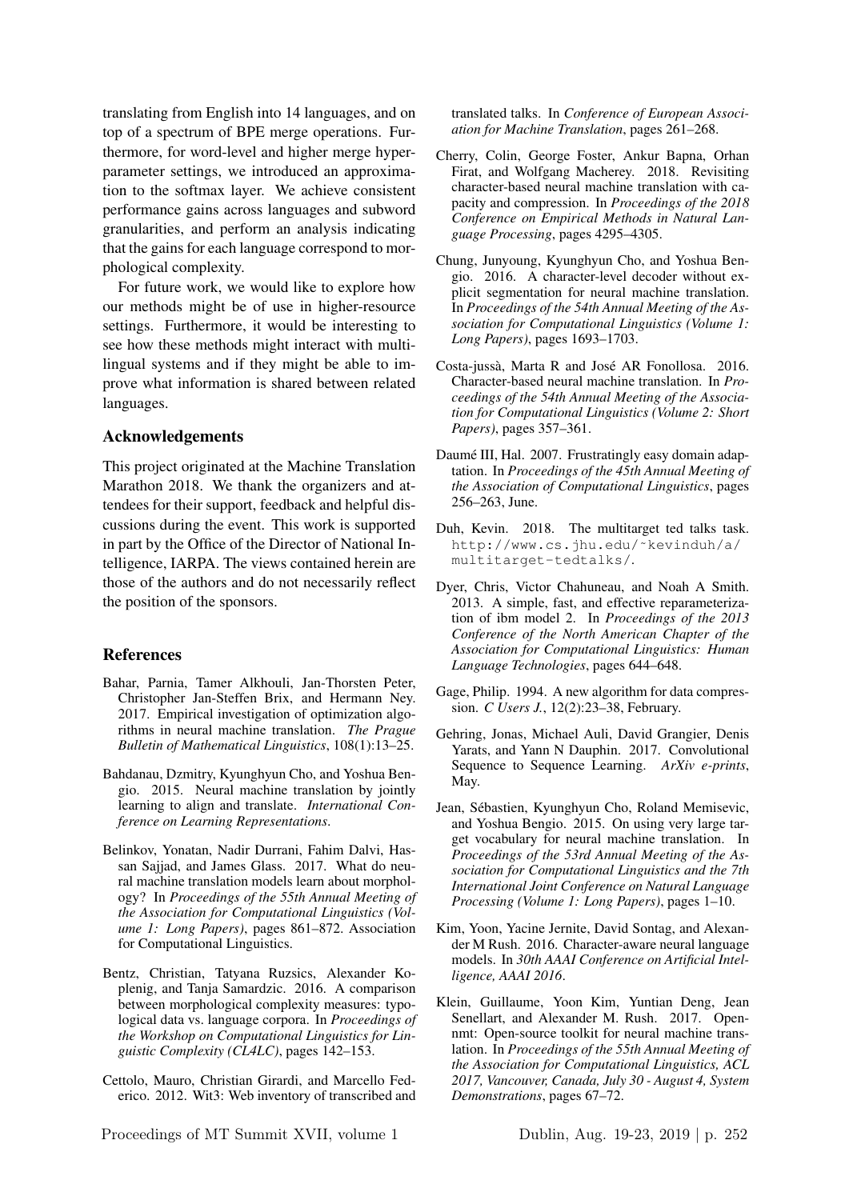translating from English into 14 languages, and on top of a spectrum of BPE merge operations. Furthermore, for word-level and higher merge hyperparameter settings, we introduced an approximation to the softmax layer. We achieve consistent performance gains across languages and subword granularities, and perform an analysis indicating that the gains for each language correspond to morphological complexity.

For future work, we would like to explore how our methods might be of use in higher-resource settings. Furthermore, it would be interesting to see how these methods might interact with multilingual systems and if they might be able to improve what information is shared between related languages.

## Acknowledgements

This project originated at the Machine Translation Marathon 2018. We thank the organizers and attendees for their support, feedback and helpful discussions during the event. This work is supported in part by the Office of the Director of National Intelligence, IARPA. The views contained herein are those of the authors and do not necessarily reflect the position of the sponsors.

## References

Bahar, Parnia, Tamer Alkhouli, Jan-Thorsten Peter, Christopher Jan-Steffen Brix, and Hermann Ney. 2017. Empirical investigation of optimization algorithms in neural machine translation. *The Prague Bulletin of Mathematical Linguistics*, 108(1):13–25.

Bahdanau, Dzmitry, Kyunghyun Cho, and Yoshua Bengio. 2015. Neural machine translation by jointly learning to align and translate. *International Conference on Learning Representations*.

Belinkov, Yonatan, Nadir Durrani, Fahim Dalvi, Hassan Sajjad, and James Glass. 2017. What do neural machine translation models learn about morphology? In *Proceedings of the 55th Annual Meeting of the Association for Computational Linguistics (Volume 1: Long Papers)*, pages 861–872. Association for Computational Linguistics.

Bentz, Christian, Tatyana Ruzsics, Alexander Koplenig, and Tanja Samardzic. 2016. A comparison between morphological complexity measures: typological data vs. language corpora. In *Proceedings of the Workshop on Computational Linguistics for Linguistic Complexity (CL4LC)*, pages 142–153.

Cettolo, Mauro, Christian Girardi, and Marcello Federico. 2012. Wit3: Web inventory of transcribed and translated talks. In *Conference of European Association for Machine Translation*, pages 261–268.

Cherry, Colin, George Foster, Ankur Bapna, Orhan Firat, and Wolfgang Macherey. 2018. Revisiting character-based neural machine translation with capacity and compression. In *Proceedings of the 2018 Conference on Empirical Methods in Natural Language Processing*, pages 4295–4305.

Chung, Junyoung, Kyunghyun Cho, and Yoshua Bengio. 2016. A character-level decoder without explicit segmentation for neural machine translation. In *Proceedings of the 54th Annual Meeting of the Association for Computational Linguistics (Volume 1: Long Papers)*, pages 1693–1703.

Costa-jussà, Marta R and José AR Fonollosa. 2016. Character-based neural machine translation. In *Proceedings of the 54th Annual Meeting of the Association for Computational Linguistics (Volume 2: Short Papers)*, pages 357–361.

Daumé III, Hal. 2007. Frustratingly easy domain adaptation. In *Proceedings of the 45th Annual Meeting of the Association of Computational Linguistics*, pages 256–263, June.

Duh, Kevin. 2018. The multitarget ted talks task. http://www.cs.jhu.edu/~kevinduh/a/multitarget-tedtalks/.

Dyer, Chris, Victor Chahuneau, and Noah A Smith. 2013. A simple, fast, and effective reparameterization of ibm model 2. In *Proceedings of the 2013 Conference of the North American Chapter of the Association for Computational Linguistics: Human Language Technologies*, pages 644–648.

Gage, Philip. 1994. A new algorithm for data compression. *C Users J.*, 12(2):23–38, February.

Gehring, Jonas, Michael Auli, David Grangier, Denis Yarats, and Yann N Dauphin. 2017. Convolutional Sequence to Sequence Learning. *ArXiv e-prints*, May.

Jean, Sébastien, Kyunghyun Cho, Roland Memisevic, and Yoshua Bengio. 2015. On using very large target vocabulary for neural machine translation. In *Proceedings of the 53rd Annual Meeting of the Association for Computational Linguistics and the 7th International Joint Conference on Natural Language Processing (Volume 1: Long Papers)*, pages 1–10.

Kim, Yoon, Yacine Jernite, David Sontag, and Alexander M Rush. 2016. Character-aware neural language models. In *30th AAAI Conference on Artificial Intelligence, AAAI 2016*.

Klein, Guillaume, Yoon Kim, Yuntian Deng, Jean Senellart, and Alexander M. Rush. 2017. Opennmt: Open-source toolkit for neural machine translation. In *Proceedings of the 55th Annual Meeting of the Association for Computational Linguistics, ACL 2017, Vancouver, Canada, July 30 - August 4, System Demonstrations*, pages 67–72.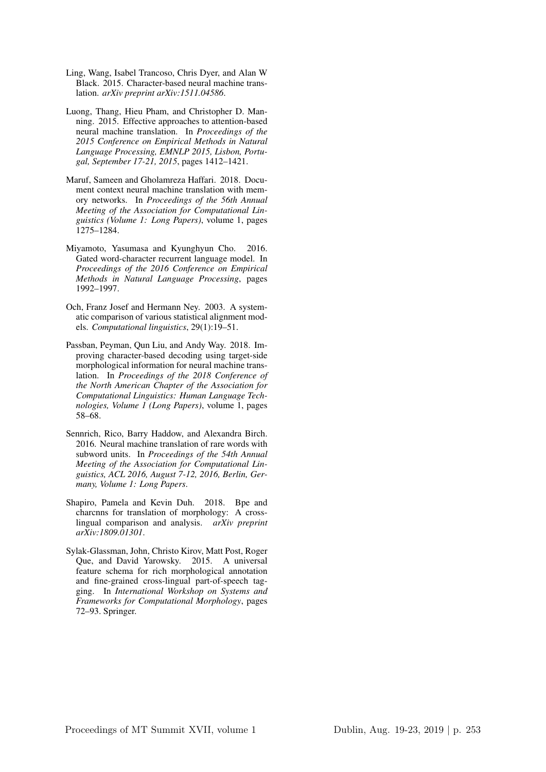Ling, Wang, Isabel Trancoso, Chris Dyer, and Alan W Black. 2015. Character-based neural machine translation. *arXiv preprint arXiv:1511.04586*.

Luong, Thang, Hieu Pham, and Christopher D. Manning. 2015. Effective approaches to attention-based neural machine translation. In *Proceedings of the 2015 Conference on Empirical Methods in Natural Language Processing, EMNLP 2015, Lisbon, Portugal, September 17-21, 2015*, pages 1412–1421.

Maruf, Sameen and Gholamreza Haffari. 2018. Document context neural machine translation with memory networks. In *Proceedings of the 56th Annual Meeting of the Association for Computational Linguistics (Volume 1: Long Papers)*, volume 1, pages 1275–1284.

Miyamoto, Yasumasa and Kyunghyun Cho. 2016. Gated word-character recurrent language model. In *Proceedings of the 2016 Conference on Empirical Methods in Natural Language Processing*, pages 1992–1997.

Och, Franz Josef and Hermann Ney. 2003. A systematic comparison of various statistical alignment models. *Computational linguistics*, 29(1):19–51.

Passban, Peyman, Qun Liu, and Andy Way. 2018. Improving character-based decoding using target-side morphological information for neural machine translation. In *Proceedings of the 2018 Conference of the North American Chapter of the Association for Computational Linguistics: Human Language Technologies, Volume 1 (Long Papers)*, volume 1, pages 58–68.

Sennrich, Rico, Barry Haddow, and Alexandra Birch. 2016. Neural machine translation of rare words with subword units. In *Proceedings of the 54th Annual Meeting of the Association for Computational Linguistics, ACL 2016, August 7-12, 2016, Berlin, Germany, Volume 1: Long Papers*.

Shapiro, Pamela and Kevin Duh. 2018. Bpe and charcnns for translation of morphology: A cross-lingual comparison and analysis. *arXiv preprint arXiv:1809.01301*.

Sylak-Glassman, John, Christo Kirov, Matt Post, Roger Que, and David Yarowsky. 2015. A universal feature schema for rich morphological annotation and fine-grained cross-lingual part-of-speech tagging. In *International Workshop on Systems and Frameworks for Computational Morphology*, pages 72–93. Springer.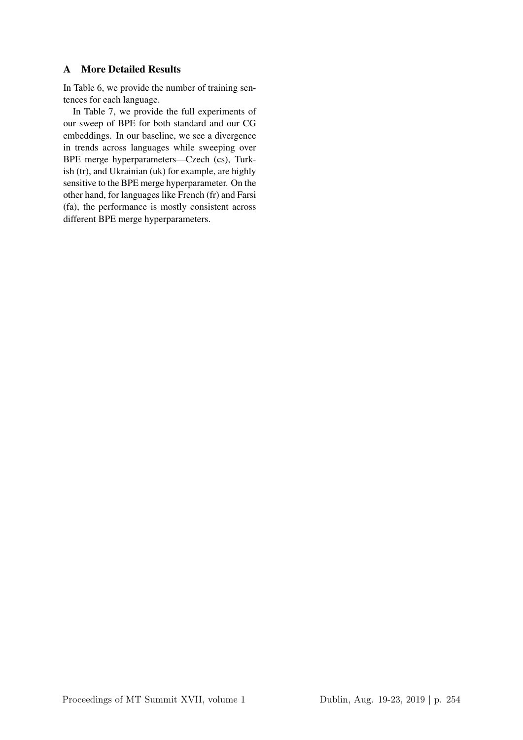## A More Detailed Results

In Table 6, we provide the number of training sentences for each language.

In Table 7, we provide the full experiments of our sweep of BPE for both standard and our CG embeddings. In our baseline, we see a divergence in trends across languages while sweeping over BPE merge hyperparameters—Czech (cs), Turkish (tr), and Ukrainian (uk) for example, are highly sensitive to the BPE merge hyperparameter. On the other hand, for languages like French (fr) and Farsi (fa), the performance is mostly consistent across different BPE merge hyperparameters.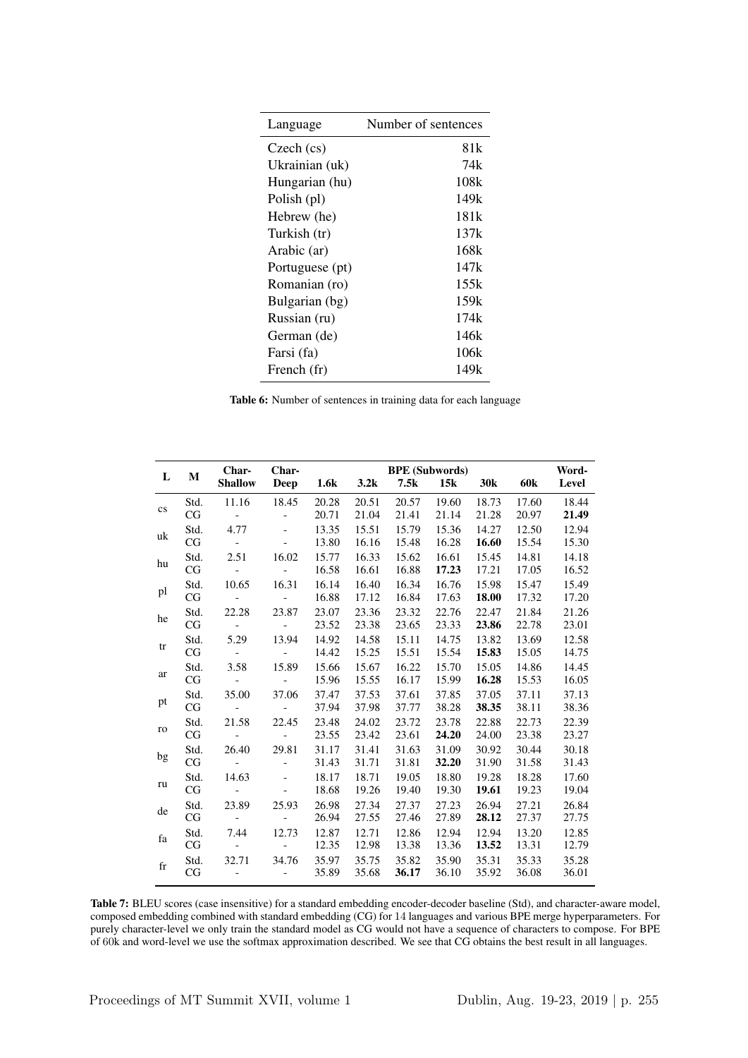| Language | Number of sentences |
|---|---|
| Czech (cs) | 81k |
| Ukrainian (uk) | 74k |
| Hungarian (hu) | 108k |
| Polish (pl) | 149k |
| Hebrew (he) | 181k |
| Turkish (tr) | 137k |
| Arabic (ar) | 168k |
| Portuguese (pt) | 147k |
| Romanian (ro) | 155k |
| Bulgarian (bg) | 159k |
| Russian (ru) | 174k |
| German (de) | 146k |
| Farsi (fa) | 106k |
| French (fr) | 149k |

**Table 6:** Number of sentences in training data for each language

| L | M | Char-Shallow | Char-Deep | BPE (Subwords) | | | | | | Word-Level |
|---|---|---|---|---|---|---|---|---|---|---|
| | | | | 1.6k | 3.2k | 7.5k | 15k | 30k | 60k | |
| cs | Std. | 11.16 | 18.45 | 20.28 | 20.51 | 20.57 | 19.60 | 18.73 | 17.60 | 18.44 |
| | CG | - | - | 20.71 | 21.04 | 21.41 | 21.14 | 21.28 | 20.97 | **21.49** |
| uk | Std. | 4.77 | - | 13.35 | 15.51 | 15.79 | 15.36 | 14.27 | 12.50 | 12.94 |
| | CG | - | - | 13.80 | 16.16 | 15.48 | 16.28 | **16.60** | 15.54 | 15.30 |
| hu | Std. | 2.51 | 16.02 | 15.77 | 16.33 | 15.62 | 16.61 | 15.45 | 14.81 | 14.18 |
| | CG | - | - | 16.58 | 16.61 | 16.88 | **17.23** | 17.21 | 17.05 | 16.52 |
| pl | Std. | 10.65 | 16.31 | 16.14 | 16.40 | 16.34 | 16.76 | 15.98 | 15.47 | 15.49 |
| | CG | - | - | 16.88 | 17.12 | 16.84 | 17.63 | **18.00** | 17.32 | 17.20 |
| he | Std. | 22.28 | 23.87 | 23.07 | 23.36 | 23.32 | 22.76 | 22.47 | 21.84 | 21.26 |
| | CG | - | - | 23.52 | 23.38 | 23.65 | 23.33 | **23.86** | 22.78 | 23.01 |
| tr | Std. | 5.29 | 13.94 | 14.92 | 14.58 | 15.11 | 14.75 | 13.82 | 13.69 | 12.58 |
| | CG | - | - | 14.42 | 15.25 | 15.51 | 15.54 | **15.83** | 15.05 | 14.75 |
| ar | Std. | 3.58 | 15.89 | 15.66 | 15.67 | 16.22 | 15.70 | 15.05 | 14.86 | 14.45 |
| | CG | - | - | 15.96 | 15.55 | 16.17 | 15.99 | **16.28** | 15.53 | 16.05 |
| pt | Std. | 35.00 | 37.06 | 37.47 | 37.53 | 37.61 | 37.85 | 37.05 | 37.11 | 37.13 |
| | CG | - | - | 37.94 | 37.98 | 37.77 | 38.28 | **38.35** | 38.11 | 38.36 |
| ro | Std. | 21.58 | 22.45 | 23.48 | 24.02 | 23.72 | 23.78 | 22.88 | 22.73 | 22.39 |
| | CG | - | - | 23.55 | 23.42 | 23.61 | **24.20** | 24.00 | 23.38 | 23.27 |
| bg | Std. | 26.40 | 29.81 | 31.17 | 31.41 | 31.63 | 31.09 | 30.92 | 30.44 | 30.18 |
| | CG | - | - | 31.43 | 31.71 | 31.81 | **32.20** | 31.90 | 31.58 | 31.43 |
| ru | Std. | 14.63 | - | 18.17 | 18.71 | 19.05 | 18.80 | 19.28 | 18.28 | 17.60 |
| | CG | - | - | 18.68 | 19.26 | 19.40 | 19.30 | **19.61** | 19.23 | 19.04 |
| de | Std. | 23.89 | 25.93 | 26.98 | 27.34 | 27.37 | 27.23 | 26.94 | 27.21 | 26.84 |
| | CG | - | - | 26.94 | 27.55 | 27.46 | 27.89 | **28.12** | 27.37 | 27.75 |
| fa | Std. | 7.44 | 12.73 | 12.87 | 12.71 | 12.86 | 12.94 | 12.94 | 13.20 | 12.85 |
| | CG | - | - | 12.35 | 12.98 | 13.38 | 13.36 | **13.52** | 13.31 | 12.79 |
| fr | Std. | 32.71 | 34.76 | 35.97 | 35.75 | 35.82 | 35.90 | 35.31 | 35.33 | 35.28 |
| | CG | - | - | 35.89 | 35.68 | **36.17** | 36.10 | 35.92 | 36.08 | 36.01 |

**Table 7:** BLEU scores (case insensitive) for a standard embedding encoder-decoder baseline (Std), and character-aware model, composed embedding combined with standard embedding (CG) for 14 languages and various BPE merge hyperparameters. For purely character-level we only train the standard model as CG would not have a sequence of characters to compose. For BPE of 60k and word-level we use the softmax approximation described. We see that CG obtains the best result in all languages.